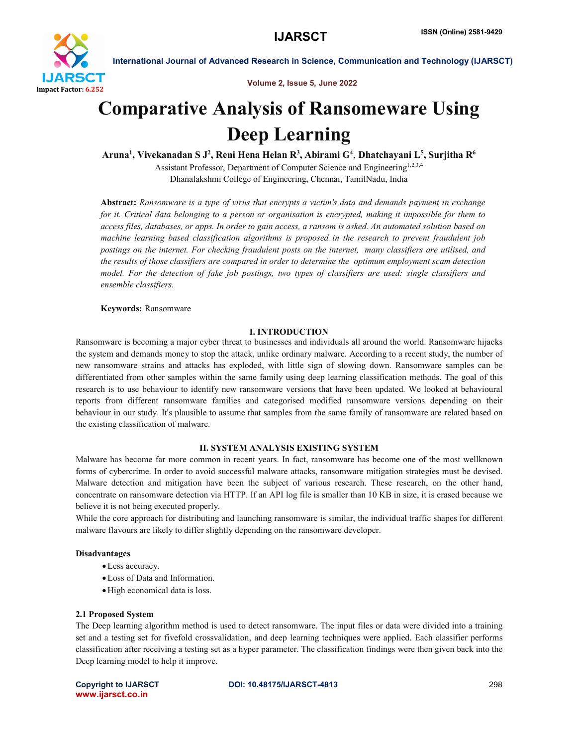# Comparative Analysis of Ransomeware Using Deep Learning

**Aruna[1], Vivekanadan S J[2], Reni Hena Helan R[3], Abirami G[4], Dhatchayani L[5], Surjitha R[6]**

Assistant Professor, Department of Computer Science and Engineering[1,2,3,4]
Dhanalakshmi College of Engineering, Chennai, TamilNadu, India

**Abstract:** *Ransomware is a type of virus that encrypts a victim's data and demands payment in exchange for it. Critical data belonging to a person or organisation is encrypted, making it impossible for them to access files, databases, or apps. In order to gain access, a ransom is asked. An automated solution based on machine learning based classification algorithms is proposed in the research to prevent fraudulent job postings on the internet. For checking fraudulent posts on the internet, many classifiers are utilised, and the results of those classifiers are compared in order to determine the optimum employment scam detection model. For the detection of fake job postings, two types of classifiers are used: single classifiers and ensemble classifiers.*

**Keywords:** Ransomware

## I. INTRODUCTION

Ransomware is becoming a major cyber threat to businesses and individuals all around the world. Ransomware hijacks the system and demands money to stop the attack, unlike ordinary malware. According to a recent study, the number of new ransomware strains and attacks has exploded, with little sign of slowing down. Ransomware samples can be differentiated from other samples within the same family using deep learning classification methods. The goal of this research is to use behaviour to identify new ransomware versions that have been updated. We looked at behavioural reports from different ransomware families and categorised modified ransomware versions depending on their behaviour in our study. It's plausible to assume that samples from the same family of ransomware are related based on the existing classification of malware.

## II. SYSTEM ANALYSIS EXISTING SYSTEM

Malware has become far more common in recent years. In fact, ransomware has become one of the most wellknown forms of cybercrime. In order to avoid successful malware attacks, ransomware mitigation strategies must be devised. Malware detection and mitigation have been the subject of various research. These research, on the other hand, concentrate on ransomware detection via HTTP. If an API log file is smaller than 10 KB in size, it is erased because we believe it is not being executed properly.

While the core approach for distributing and launching ransomware is similar, the individual traffic shapes for different malware flavours are likely to differ slightly depending on the ransomware developer.

### Disadvantages

- Less accuracy.
- Loss of Data and Information.
- High economical data is loss.

### 2.1 Proposed System

The Deep learning algorithm method is used to detect ransomware. The input files or data were divided into a training set and a testing set for fivefold crossvalidation, and deep learning techniques were applied. Each classifier performs classification after receiving a testing set as a hyper parameter. The classification findings were then given back into the Deep learning model to help it improve.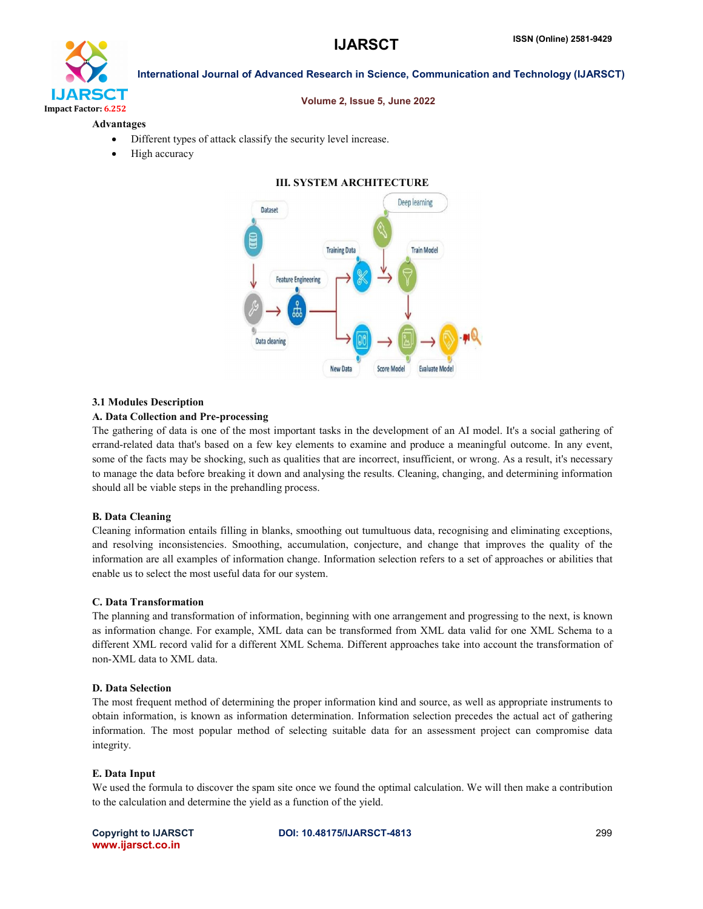**Advantages**

- Different types of attack classify the security level increase.
- High accuracy

## III. SYSTEM ARCHITECTURE

### 3.1 Modules Description

**A. Data Collection and Pre-processing**

The gathering of data is one of the most important tasks in the development of an AI model. It's a social gathering of errand-related data that's based on a few key elements to examine and produce a meaningful outcome. In any event, some of the facts may be shocking, such as qualities that are incorrect, insufficient, or wrong. As a result, it's necessary to manage the data before breaking it down and analysing the results. Cleaning, changing, and determining information should all be viable steps in the prehandling process.

**B. Data Cleaning**

Cleaning information entails filling in blanks, smoothing out tumultuous data, recognising and eliminating exceptions, and resolving inconsistencies. Smoothing, accumulation, conjecture, and change that improves the quality of the information are all examples of information change. Information selection refers to a set of approaches or abilities that enable us to select the most useful data for our system.

**C. Data Transformation**

The planning and transformation of information, beginning with one arrangement and progressing to the next, is known as information change. For example, XML data can be transformed from XML data valid for one XML Schema to a different XML record valid for a different XML Schema. Different approaches take into account the transformation of non-XML data to XML data.

**D. Data Selection**

The most frequent method of determining the proper information kind and source, as well as appropriate instruments to obtain information, is known as information determination. Information selection precedes the actual act of gathering information. The most popular method of selecting suitable data for an assessment project can compromise data integrity.

**E. Data Input**

We used the formula to discover the spam site once we found the optimal calculation. We will then make a contribution to the calculation and determine the yield as a function of the yield.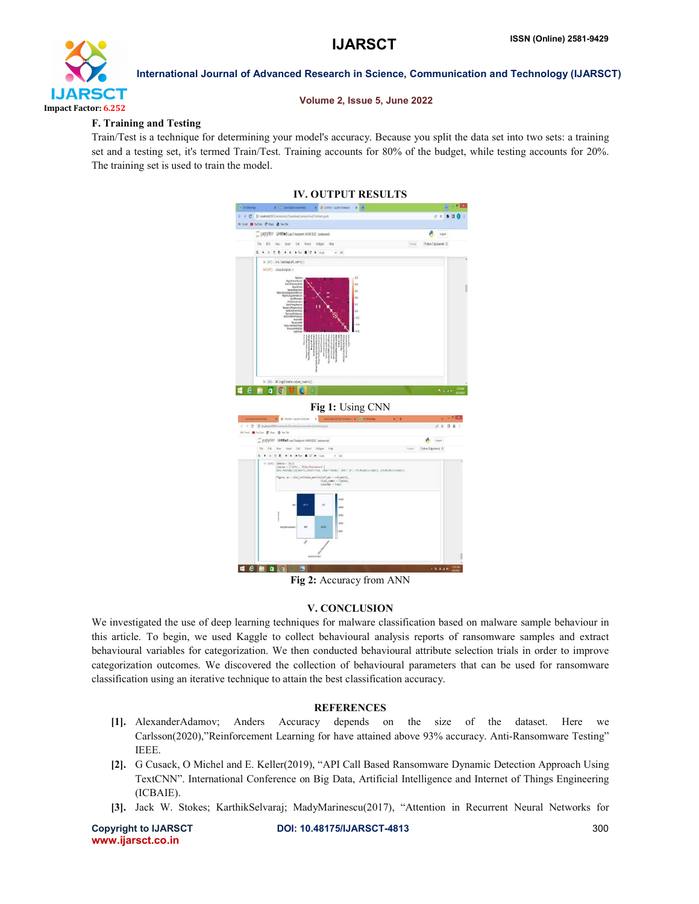### F. Training and Testing

Train/Test is a technique for determining your model's accuracy. Because you split the data set into two sets: a training set and a testing set, it's termed Train/Test. Training accounts for 80% of the budget, while testing accounts for 20%. The training set is used to train the model.

## IV. OUTPUT RESULTS

**Fig 1:** Using CNN

**Fig 2:** Accuracy from ANN

## V. CONCLUSION

We investigated the use of deep learning techniques for malware classification based on malware sample behaviour in this article. To begin, we used Kaggle to collect behavioural analysis reports of ransomware samples and extract behavioural variables for categorization. We then conducted behavioural attribute selection trials in order to improve categorization outcomes. We discovered the collection of behavioural parameters that can be used for ransomware classification using an iterative technique to attain the best classification accuracy.

## REFERENCES

[1]. AlexanderAdamov; Anders Accuracy depends on the size of the dataset. Here we Carlsson(2020),"Reinforcement Learning for have attained above 93% accuracy. Anti-Ransomware Testing" IEEE.

[2]. G Cusack, O Michel and E. Keller(2019), "API Call Based Ransomware Dynamic Detection Approach Using TextCNN". International Conference on Big Data, Artificial Intelligence and Internet of Things Engineering (ICBAIE).

[3]. Jack W. Stokes; KarthikSelvaraj; MadyMarinescu(2017), "Attention in Recurrent Neural Networks for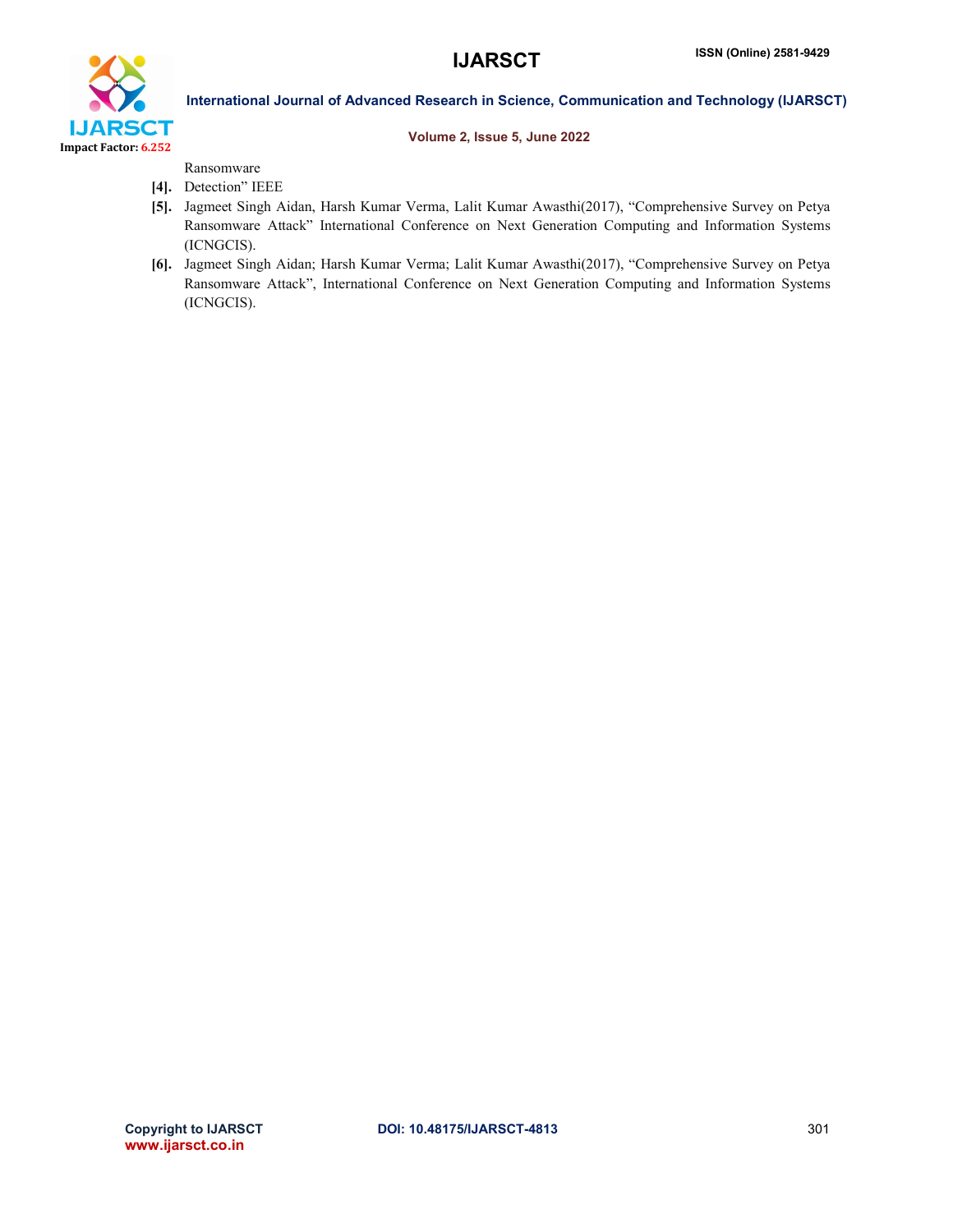Ransomware

[4]. Detection" IEEE

[5]. Jagmeet Singh Aidan, Harsh Kumar Verma, Lalit Kumar Awasthi(2017), "Comprehensive Survey on Petya Ransomware Attack" International Conference on Next Generation Computing and Information Systems (ICNGCIS).

[6]. Jagmeet Singh Aidan; Harsh Kumar Verma; Lalit Kumar Awasthi(2017), "Comprehensive Survey on Petya Ransomware Attack", International Conference on Next Generation Computing and Information Systems (ICNGCIS).